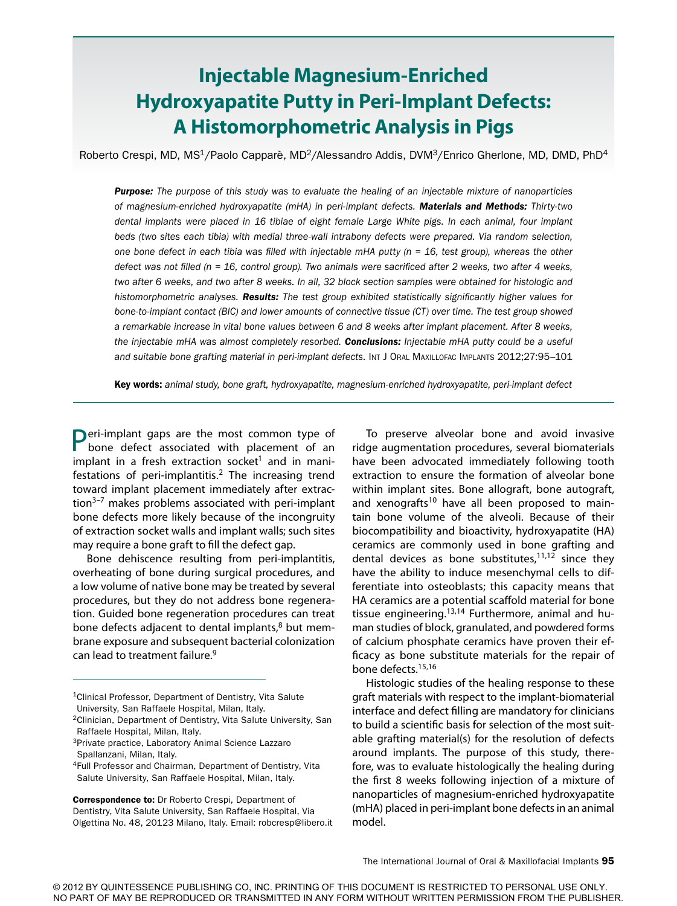# Injectable Magnesium-Enriched Hydroxyapatite Putty in Peri-Implant Defects: A Histomorphometric Analysis in Pigs

Roberto Crespi, MD, MS[1]/Paolo Capparè, MD[2]/Alessandro Addis, DVM[3]/Enrico Gherlone, MD, DMD, PhD[4]

***Purpose:*** *The purpose of this study was to evaluate the healing of an injectable mixture of nanoparticles of magnesium-enriched hydroxyapatite (mHA) in peri-implant defects.* ***Materials and Methods:*** *Thirty-two dental implants were placed in 16 tibiae of eight female Large White pigs. In each animal, four implant beds (two sites each tibia) with medial three-wall intrabony defects were prepared. Via random selection, one bone defect in each tibia was filled with injectable mHA putty (n = 16, test group), whereas the other defect was not filled (n = 16, control group). Two animals were sacrificed after 2 weeks, two after 4 weeks, two after 6 weeks, and two after 8 weeks. In all, 32 block section samples were obtained for histologic and histomorphometric analyses.* ***Results:*** *The test group exhibited statistically significantly higher values for bone-to-implant contact (BIC) and lower amounts of connective tissue (CT) over time. The test group showed a remarkable increase in vital bone values between 6 and 8 weeks after implant placement. After 8 weeks, the injectable mHA was almost completely resorbed.* ***Conclusions:*** *Injectable mHA putty could be a useful and suitable bone grafting material in peri-implant defects.* Int J Oral Maxillofac Implants 2012;27:95–101

**Key words:** *animal study, bone graft, hydroxyapatite, magnesium-enriched hydroxyapatite, peri-implant defect*

Peri-implant gaps are the most common type of bone defect associated with placement of an implant in a fresh extraction socket[1] and in manifestations of peri-implantitis.[2] The increasing trend toward implant placement immediately after extraction[3–7] makes problems associated with peri-implant bone defects more likely because of the incongruity of extraction socket walls and implant walls; such sites may require a bone graft to fill the defect gap.

Bone dehiscence resulting from peri-implantitis, overheating of bone during surgical procedures, and a low volume of native bone may be treated by several procedures, but they do not address bone regeneration. Guided bone regeneration procedures can treat bone defects adjacent to dental implants,[8] but membrane exposure and subsequent bacterial colonization can lead to treatment failure.[9]

To preserve alveolar bone and avoid invasive ridge augmentation procedures, several biomaterials have been advocated immediately following tooth extraction to ensure the formation of alveolar bone within implant sites. Bone allograft, bone autograft, and xenografts[10] have all been proposed to maintain bone volume of the alveoli. Because of their biocompatibility and bioactivity, hydroxyapatite (HA) ceramics are commonly used in bone grafting and dental devices as bone substitutes,[11,12] since they have the ability to induce mesenchymal cells to differentiate into osteoblasts; this capacity means that HA ceramics are a potential scaffold material for bone tissue engineering.[13,14] Furthermore, animal and human studies of block, granulated, and powdered forms of calcium phosphate ceramics have proven their efficacy as bone substitute materials for the repair of bone defects.[15,16]

Histologic studies of the healing response to these graft materials with respect to the implant-biomaterial interface and defect filling are mandatory for clinicians to build a scientific basis for selection of the most suitable grafting material(s) for the resolution of defects around implants. The purpose of this study, therefore, was to evaluate histologically the healing during the first 8 weeks following injection of a mixture of nanoparticles of magnesium-enriched hydroxyapatite (mHA) placed in peri-implant bone defects in an animal model.

[1]Clinical Professor, Department of Dentistry, Vita Salute University, San Raffaele Hospital, Milan, Italy.

[2]Clinician, Department of Dentistry, Vita Salute University, San Raffaele Hospital, Milan, Italy.

[3]Private practice, Laboratory Animal Science Lazzaro Spallanzani, Milan, Italy.

[4]Full Professor and Chairman, Department of Dentistry, Vita Salute University, San Raffaele Hospital, Milan, Italy.

**Correspondence to:** Dr Roberto Crespi, Department of Dentistry, Vita Salute University, San Raffaele Hospital, Via Olgettina No. 48, 20123 Milano, Italy. Email: robcresp@libero.it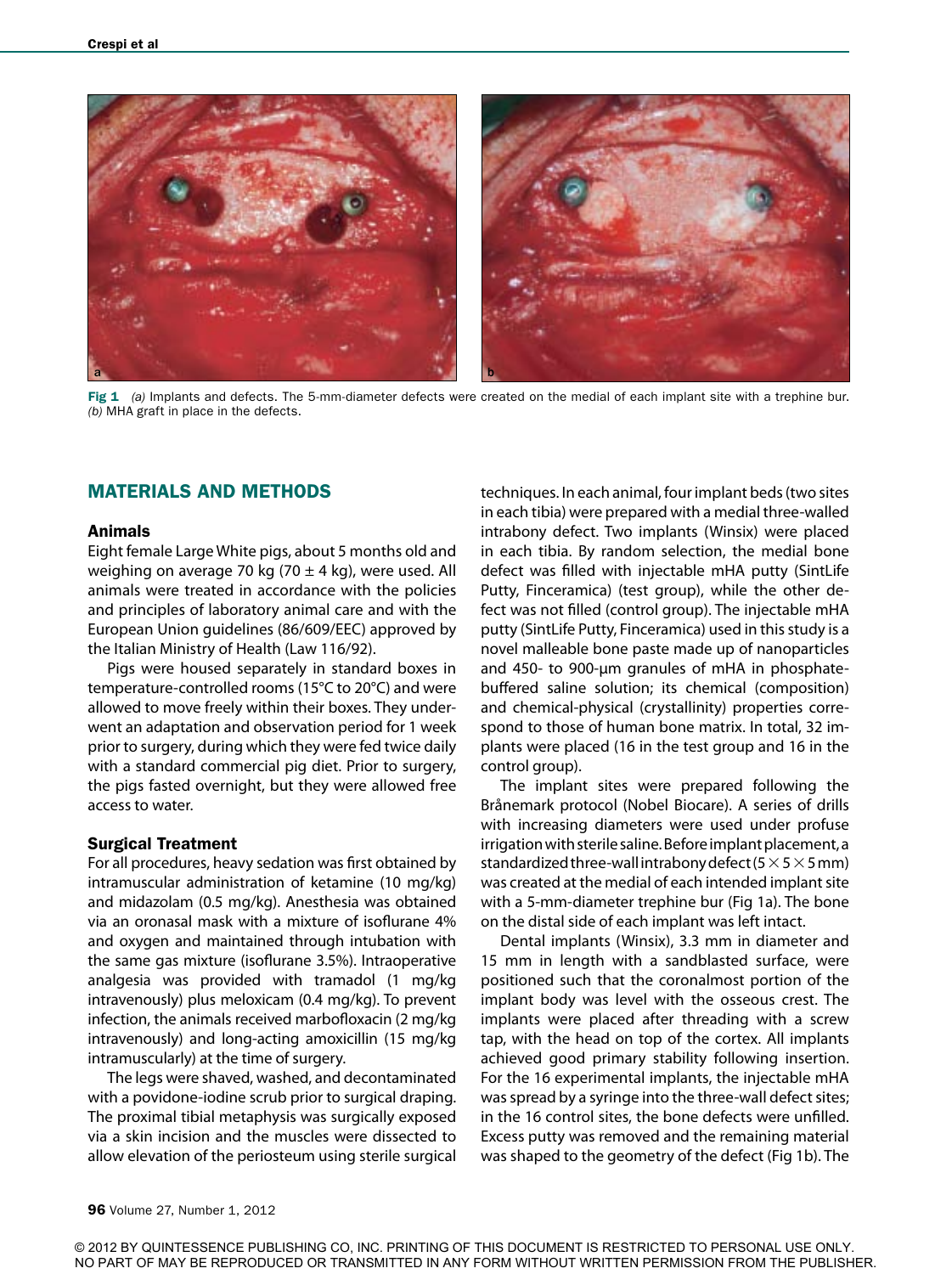Fig 1 *(a)* Implants and defects. The 5-mm-diameter defects were created on the medial of each implant site with a trephine bur. *(b)* MHA graft in place in the defects.

## MATERIALS AND METHODS

### Animals

Eight female Large White pigs, about 5 months old and weighing on average 70 kg (70 ± 4 kg), were used. All animals were treated in accordance with the policies and principles of laboratory animal care and with the European Union guidelines (86/609/EEC) approved by the Italian Ministry of Health (Law 116/92).

Pigs were housed separately in standard boxes in temperature-controlled rooms (15°C to 20°C) and were allowed to move freely within their boxes. They underwent an adaptation and observation period for 1 week prior to surgery, during which they were fed twice daily with a standard commercial pig diet. Prior to surgery, the pigs fasted overnight, but they were allowed free access to water.

### Surgical Treatment

For all procedures, heavy sedation was first obtained by intramuscular administration of ketamine (10 mg/kg) and midazolam (0.5 mg/kg). Anesthesia was obtained via an oronasal mask with a mixture of isoflurane 4% and oxygen and maintained through intubation with the same gas mixture (isoflurane 3.5%). Intraoperative analgesia was provided with tramadol (1 mg/kg intravenously) plus meloxicam (0.4 mg/kg). To prevent infection, the animals received marbofloxacin (2 mg/kg intravenously) and long-acting amoxicillin (15 mg/kg intramuscularly) at the time of surgery.

The legs were shaved, washed, and decontaminated with a povidone-iodine scrub prior to surgical draping. The proximal tibial metaphysis was surgically exposed via a skin incision and the muscles were dissected to allow elevation of the periosteum using sterile surgical techniques. In each animal, four implant beds (two sites in each tibia) were prepared with a medial three-walled intrabony defect. Two implants (Winsix) were placed in each tibia. By random selection, the medial bone defect was filled with injectable mHA putty (SintLife Putty, Finceramica) (test group), while the other defect was not filled (control group). The injectable mHA putty (SintLife Putty, Finceramica) used in this study is a novel malleable bone paste made up of nanoparticles and 450- to 900-μm granules of mHA in phosphate-buffered saline solution; its chemical (composition) and chemical-physical (crystallinity) properties correspond to those of human bone matrix. In total, 32 implants were placed (16 in the test group and 16 in the control group).

The implant sites were prepared following the Brånemark protocol (Nobel Biocare). A series of drills with increasing diameters were used under profuse irrigation with sterile saline. Before implant placement, a standardized three-wall intrabony defect ($5 \times 5 \times 5$ mm) was created at the medial of each intended implant site with a 5-mm-diameter trephine bur (Fig 1a). The bone on the distal side of each implant was left intact.

Dental implants (Winsix), 3.3 mm in diameter and 15 mm in length with a sandblasted surface, were positioned such that the coronalmost portion of the implant body was level with the osseous crest. The implants were placed after threading with a screw tap, with the head on top of the cortex. All implants achieved good primary stability following insertion. For the 16 experimental implants, the injectable mHA was spread by a syringe into the three-wall defect sites; in the 16 control sites, the bone defects were unfilled. Excess putty was removed and the remaining material was shaped to the geometry of the defect (Fig 1b). The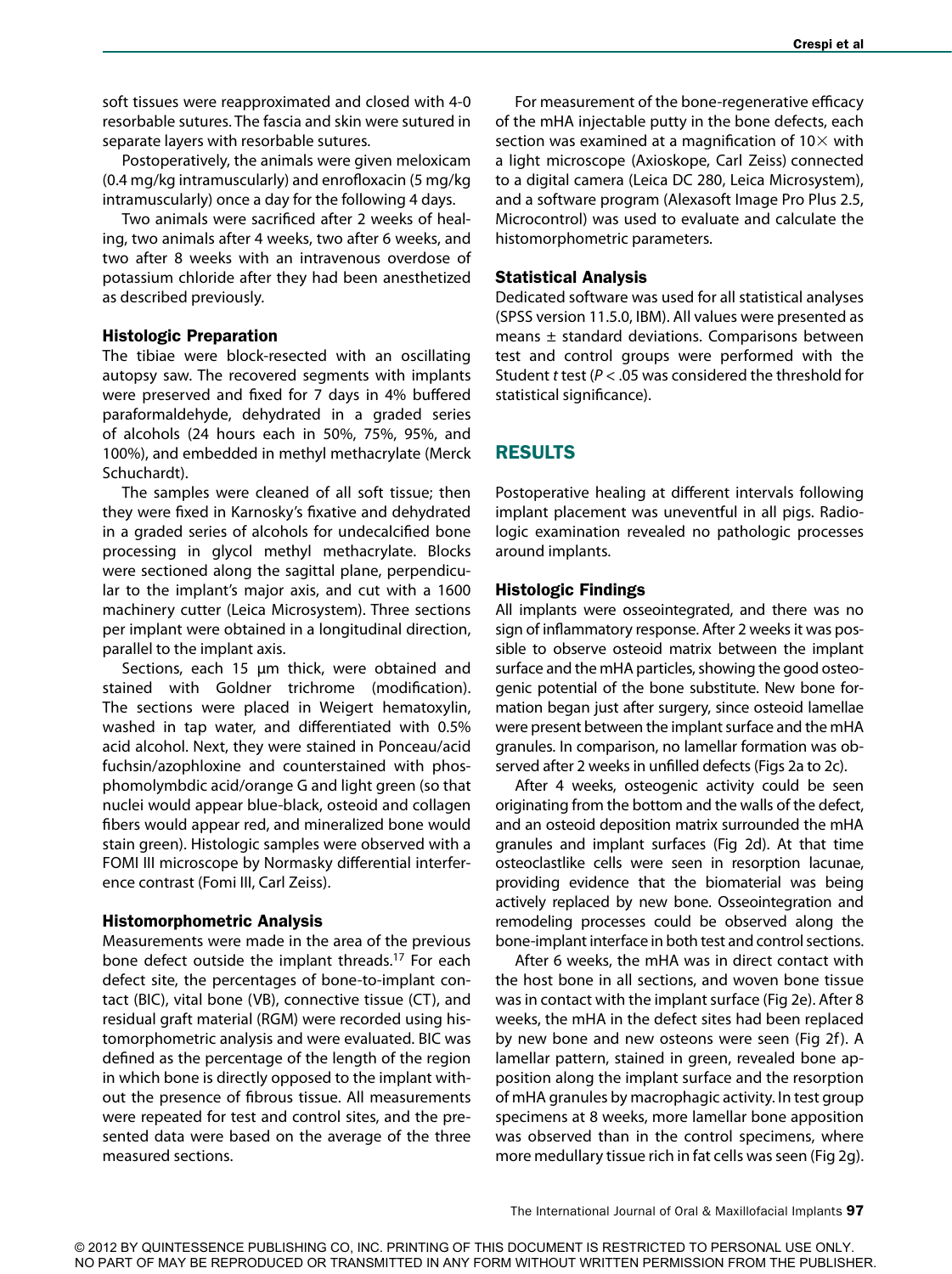soft tissues were reapproximated and closed with 4-0 resorbable sutures. The fascia and skin were sutured in separate layers with resorbable sutures.

Postoperatively, the animals were given meloxicam (0.4 mg/kg intramuscularly) and enrofloxacin (5 mg/kg intramuscularly) once a day for the following 4 days.

Two animals were sacrificed after 2 weeks of healing, two animals after 4 weeks, two after 6 weeks, and two after 8 weeks with an intravenous overdose of potassium chloride after they had been anesthetized as described previously.

### Histologic Preparation

The tibiae were block-resected with an oscillating autopsy saw. The recovered segments with implants were preserved and fixed for 7 days in 4% buffered paraformaldehyde, dehydrated in a graded series of alcohols (24 hours each in 50%, 75%, 95%, and 100%), and embedded in methyl methacrylate (Merck Schuchardt).

The samples were cleaned of all soft tissue; then they were fixed in Karnosky's fixative and dehydrated in a graded series of alcohols for undecalcified bone processing in glycol methyl methacrylate. Blocks were sectioned along the sagittal plane, perpendicular to the implant's major axis, and cut with a 1600 machinery cutter (Leica Microsystem). Three sections per implant were obtained in a longitudinal direction, parallel to the implant axis.

Sections, each 15 μm thick, were obtained and stained with Goldner trichrome (modification). The sections were placed in Weigert hematoxylin, washed in tap water, and differentiated with 0.5% acid alcohol. Next, they were stained in Ponceau/acid fuchsin/azophloxine and counterstained with phosphomolymbdic acid/orange G and light green (so that nuclei would appear blue-black, osteoid and collagen fibers would appear red, and mineralized bone would stain green). Histologic samples were observed with a FOMI III microscope by Normasky differential interference contrast (Fomi III, Carl Zeiss).

### Histomorphometric Analysis

Measurements were made in the area of the previous bone defect outside the implant threads.[17] For each defect site, the percentages of bone-to-implant contact (BIC), vital bone (VB), connective tissue (CT), and residual graft material (RGM) were recorded using histomorphometric analysis and were evaluated. BIC was defined as the percentage of the length of the region in which bone is directly opposed to the implant without the presence of fibrous tissue. All measurements were repeated for test and control sites, and the presented data were based on the average of the three measured sections.

For measurement of the bone-regenerative efficacy of the mHA injectable putty in the bone defects, each section was examined at a magnification of 10× with a light microscope (Axioskope, Carl Zeiss) connected to a digital camera (Leica DC 280, Leica Microsystem), and a software program (Alexasoft Image Pro Plus 2.5, Microcontrol) was used to evaluate and calculate the histomorphometric parameters.

### Statistical Analysis

Dedicated software was used for all statistical analyses (SPSS version 11.5.0, IBM). All values were presented as means ± standard deviations. Comparisons between test and control groups were performed with the Student *t* test ($P < .05$ was considered the threshold for statistical significance).

## RESULTS

Postoperative healing at different intervals following implant placement was uneventful in all pigs. Radiologic examination revealed no pathologic processes around implants.

### Histologic Findings

All implants were osseointegrated, and there was no sign of inflammatory response. After 2 weeks it was possible to observe osteoid matrix between the implant surface and the mHA particles, showing the good osteogenic potential of the bone substitute. New bone formation began just after surgery, since osteoid lamellae were present between the implant surface and the mHA granules. In comparison, no lamellar formation was observed after 2 weeks in unfilled defects (Figs 2a to 2c).

After 4 weeks, osteogenic activity could be seen originating from the bottom and the walls of the defect, and an osteoid deposition matrix surrounded the mHA granules and implant surfaces (Fig 2d). At that time osteoclastlike cells were seen in resorption lacunae, providing evidence that the biomaterial was being actively replaced by new bone. Osseointegration and remodeling processes could be observed along the bone-implant interface in both test and control sections.

After 6 weeks, the mHA was in direct contact with the host bone in all sections, and woven bone tissue was in contact with the implant surface (Fig 2e). After 8 weeks, the mHA in the defect sites had been replaced by new bone and new osteons were seen (Fig 2f). A lamellar pattern, stained in green, revealed bone apposition along the implant surface and the resorption of mHA granules by macrophagic activity. In test group specimens at 8 weeks, more lamellar bone apposition was observed than in the control specimens, where more medullary tissue rich in fat cells was seen (Fig 2g).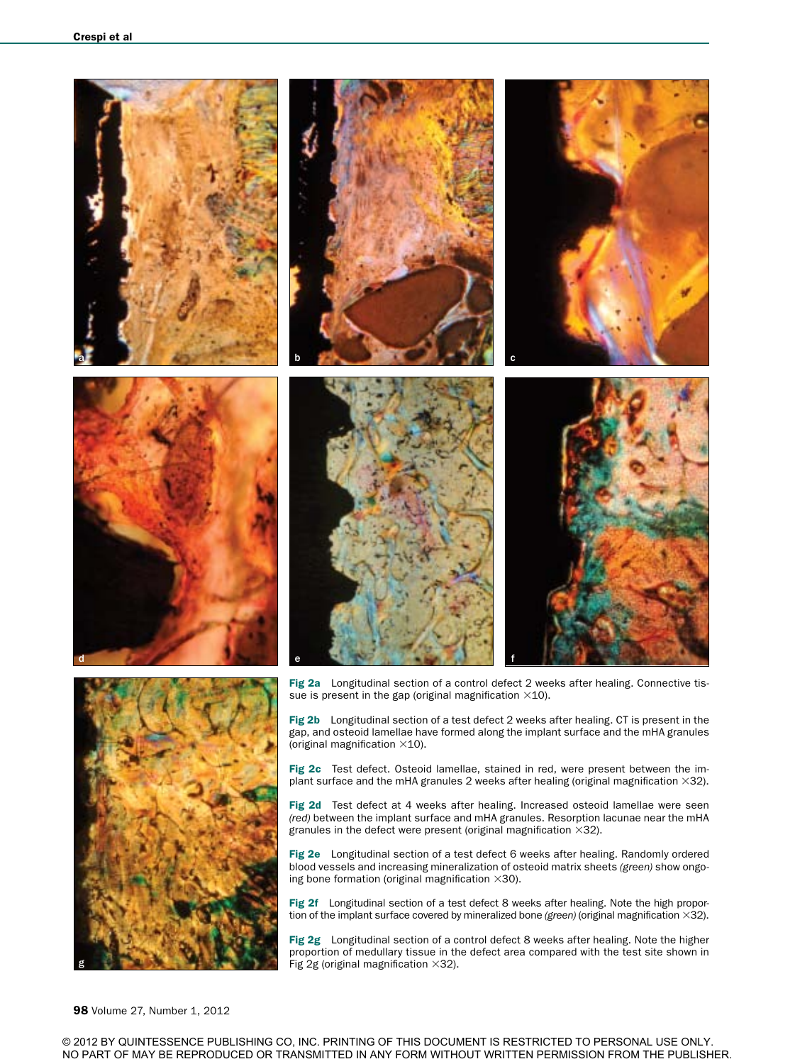**Fig 2a** Longitudinal section of a control defect 2 weeks after healing. Connective tissue is present in the gap (original magnification ×10).

**Fig 2b** Longitudinal section of a test defect 2 weeks after healing. CT is present in the gap, and osteoid lamellae have formed along the implant surface and the mHA granules (original magnification ×10).

**Fig 2c** Test defect. Osteoid lamellae, stained in red, were present between the implant surface and the mHA granules 2 weeks after healing (original magnification ×32).

**Fig 2d** Test defect at 4 weeks after healing. Increased osteoid lamellae were seen *(red)* between the implant surface and mHA granules. Resorption lacunae near the mHA granules in the defect were present (original magnification ×32).

**Fig 2e** Longitudinal section of a test defect 6 weeks after healing. Randomly ordered blood vessels and increasing mineralization of osteoid matrix sheets *(green)* show ongoing bone formation (original magnification ×30).

**Fig 2f** Longitudinal section of a test defect 8 weeks after healing. Note the high proportion of the implant surface covered by mineralized bone *(green)* (original magnification ×32).

**Fig 2g** Longitudinal section of a control defect 8 weeks after healing. Note the higher proportion of medullary tissue in the defect area compared with the test site shown in Fig 2g (original magnification ×32).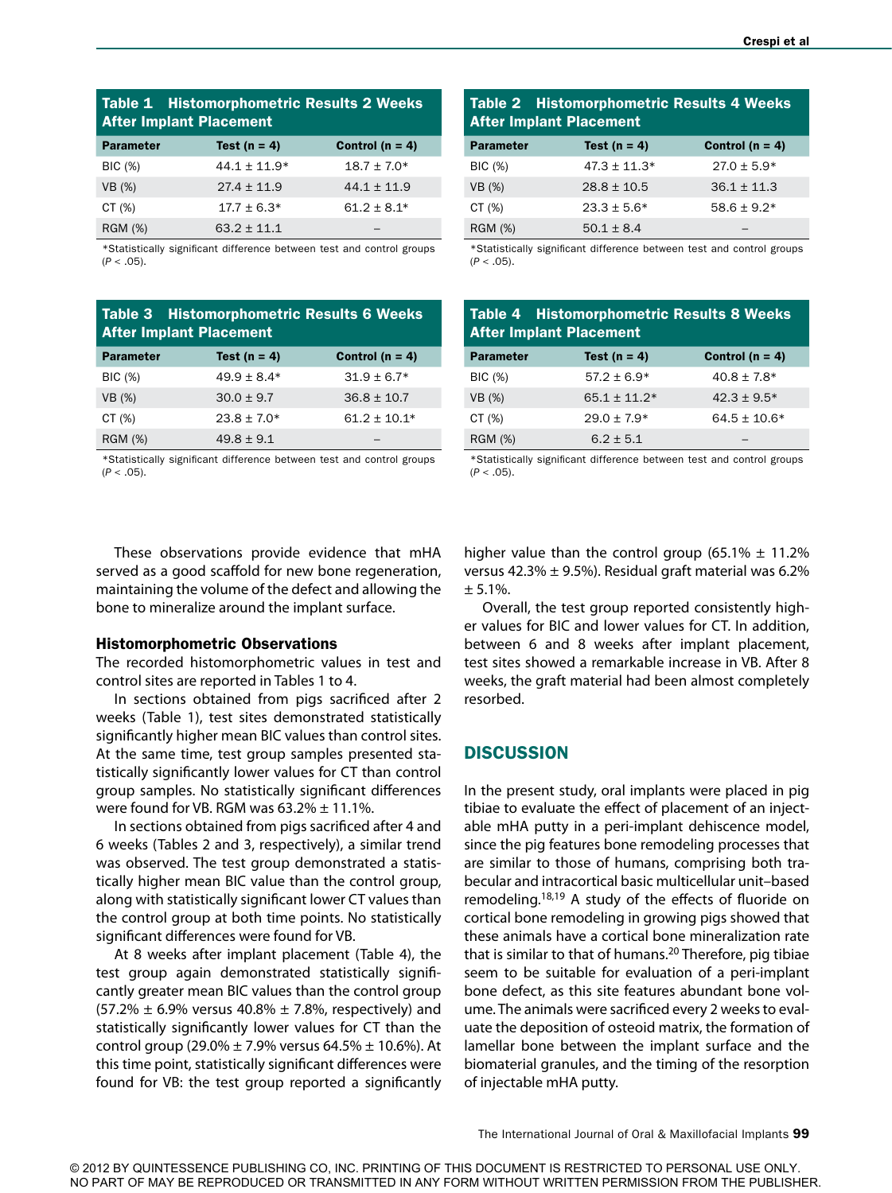**Table 1 Histomorphometric Results 2 Weeks After Implant Placement**

| Parameter | Test (n = 4) | Control (n = 4) |
|---|---|---|
| BIC (%) | 44.1 ± 11.9* | 18.7 ± 7.0* |
| VB (%) | 27.4 ± 11.9 | 44.1 ± 11.9 |
| CT (%) | 17.7 ± 6.3* | 61.2 ± 8.1* |
| RGM (%) | 63.2 ± 11.1 | – |

*Statistically significant difference between test and control groups ($P < .05$).

**Table 2 Histomorphometric Results 4 Weeks After Implant Placement**

| Parameter | Test (n = 4) | Control (n = 4) |
|---|---|---|
| BIC (%) | 47.3 ± 11.3* | 27.0 ± 5.9* |
| VB (%) | 28.8 ± 10.5 | 36.1 ± 11.3 |
| CT (%) | 23.3 ± 5.6* | 58.6 ± 9.2* |
| RGM (%) | 50.1 ± 8.4 | – |

*Statistically significant difference between test and control groups ($P < .05$).

**Table 3 Histomorphometric Results 6 Weeks After Implant Placement**

| Parameter | Test (n = 4) | Control (n = 4) |
|---|---|---|
| BIC (%) | 49.9 ± 8.4* | 31.9 ± 6.7* |
| VB (%) | 30.0 ± 9.7 | 36.8 ± 10.7 |
| CT (%) | 23.8 ± 7.0* | 61.2 ± 10.1* |
| RGM (%) | 49.8 ± 9.1 | – |

*Statistically significant difference between test and control groups ($P < .05$).

**Table 4 Histomorphometric Results 8 Weeks After Implant Placement**

| Parameter | Test (n = 4) | Control (n = 4) |
|---|---|---|
| BIC (%) | 57.2 ± 6.9* | 40.8 ± 7.8* |
| VB (%) | 65.1 ± 11.2* | 42.3 ± 9.5* |
| CT (%) | 29.0 ± 7.9* | 64.5 ± 10.6* |
| RGM (%) | 6.2 ± 5.1 | – |

*Statistically significant difference between test and control groups ($P < .05$).

These observations provide evidence that mHA served as a good scaffold for new bone regeneration, maintaining the volume of the defect and allowing the bone to mineralize around the implant surface.

### Histomorphometric Observations

The recorded histomorphometric values in test and control sites are reported in Tables 1 to 4.

In sections obtained from pigs sacrificed after 2 weeks (Table 1), test sites demonstrated statistically significantly higher mean BIC values than control sites. At the same time, test group samples presented statistically significantly lower values for CT than control group samples. No statistically significant differences were found for VB. RGM was 63.2% ± 11.1%.

In sections obtained from pigs sacrificed after 4 and 6 weeks (Tables 2 and 3, respectively), a similar trend was observed. The test group demonstrated a statistically higher mean BIC value than the control group, along with statistically significant lower CT values than the control group at both time points. No statistically significant differences were found for VB.

At 8 weeks after implant placement (Table 4), the test group again demonstrated statistically significantly greater mean BIC values than the control group (57.2% ± 6.9% versus 40.8% ± 7.8%, respectively) and statistically significantly lower values for CT than the control group (29.0% ± 7.9% versus 64.5% ± 10.6%). At this time point, statistically significant differences were found for VB: the test group reported a significantly higher value than the control group (65.1% ± 11.2% versus 42.3% ± 9.5%). Residual graft material was 6.2% ± 5.1%.

Overall, the test group reported consistently higher values for BIC and lower values for CT. In addition, between 6 and 8 weeks after implant placement, test sites showed a remarkable increase in VB. After 8 weeks, the graft material had been almost completely resorbed.

## DISCUSSION

In the present study, oral implants were placed in pig tibiae to evaluate the effect of placement of an injectable mHA putty in a peri-implant dehiscence model, since the pig features bone remodeling processes that are similar to those of humans, comprising both trabecular and intracortical basic multicellular unit–based remodeling.[18,19] A study of the effects of fluoride on cortical bone remodeling in growing pigs showed that these animals have a cortical bone mineralization rate that is similar to that of humans.[20] Therefore, pig tibiae seem to be suitable for evaluation of a peri-implant bone defect, as this site features abundant bone volume. The animals were sacrificed every 2 weeks to evaluate the deposition of osteoid matrix, the formation of lamellar bone between the implant surface and the biomaterial granules, and the timing of the resorption of injectable mHA putty.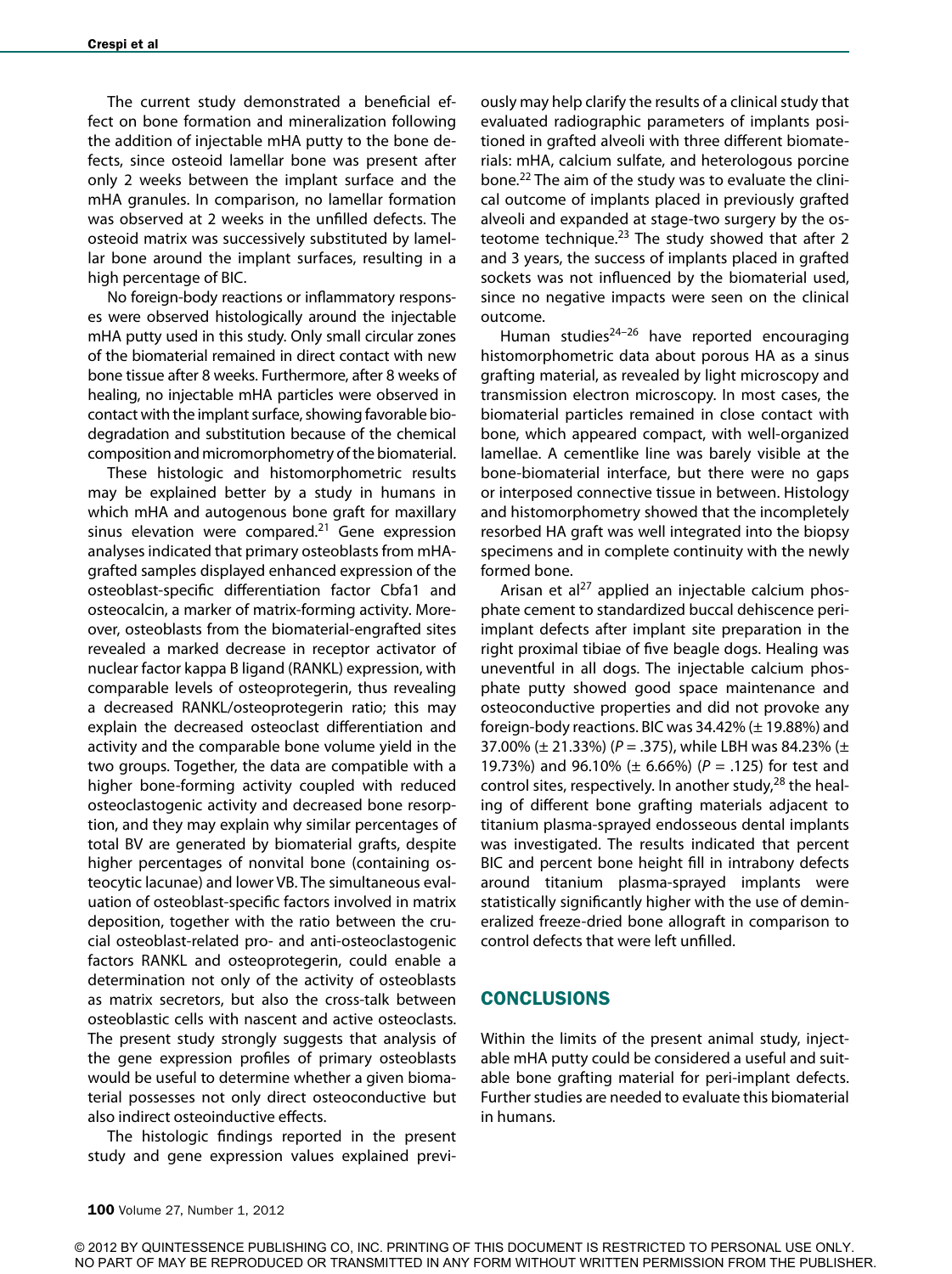The current study demonstrated a beneficial effect on bone formation and mineralization following the addition of injectable mHA putty to the bone defects, since osteoid lamellar bone was present after only 2 weeks between the implant surface and the mHA granules. In comparison, no lamellar formation was observed at 2 weeks in the unfilled defects. The osteoid matrix was successively substituted by lamellar bone around the implant surfaces, resulting in a high percentage of BIC.

No foreign-body reactions or inflammatory responses were observed histologically around the injectable mHA putty used in this study. Only small circular zones of the biomaterial remained in direct contact with new bone tissue after 8 weeks. Furthermore, after 8 weeks of healing, no injectable mHA particles were observed in contact with the implant surface, showing favorable biodegradation and substitution because of the chemical composition and micromorphometry of the biomaterial.

These histologic and histomorphometric results may be explained better by a study in humans in which mHA and autogenous bone graft for maxillary sinus elevation were compared.[21] Gene expression analyses indicated that primary osteoblasts from mHA-grafted samples displayed enhanced expression of the osteoblast-specific differentiation factor Cbfa1 and osteocalcin, a marker of matrix-forming activity. Moreover, osteoblasts from the biomaterial-engrafted sites revealed a marked decrease in receptor activator of nuclear factor kappa B ligand (RANKL) expression, with comparable levels of osteoprotegerin, thus revealing a decreased RANKL/osteoprotegerin ratio; this may explain the decreased osteoclast differentiation and activity and the comparable bone volume yield in the two groups. Together, the data are compatible with a higher bone-forming activity coupled with reduced osteoclastogenic activity and decreased bone resorption, and they may explain why similar percentages of total BV are generated by biomaterial grafts, despite higher percentages of nonvital bone (containing osteocytic lacunae) and lower VB. The simultaneous evaluation of osteoblast-specific factors involved in matrix deposition, together with the ratio between the crucial osteoblast-related pro- and anti-osteoclastogenic factors RANKL and osteoprotegerin, could enable a determination not only of the activity of osteoblasts as matrix secretors, but also the cross-talk between osteoblastic cells with nascent and active osteoclasts. The present study strongly suggests that analysis of the gene expression profiles of primary osteoblasts would be useful to determine whether a given biomaterial possesses not only direct osteoconductive but also indirect osteoinductive effects.

The histologic findings reported in the present study and gene expression values explained previously may help clarify the results of a clinical study that evaluated radiographic parameters of implants positioned in grafted alveoli with three different biomaterials: mHA, calcium sulfate, and heterologous porcine bone.[22] The aim of the study was to evaluate the clinical outcome of implants placed in previously grafted alveoli and expanded at stage-two surgery by the osteotome technique.[23] The study showed that after 2 and 3 years, the success of implants placed in grafted sockets was not influenced by the biomaterial used, since no negative impacts were seen on the clinical outcome.

Human studies[24–26] have reported encouraging histomorphometric data about porous HA as a sinus grafting material, as revealed by light microscopy and transmission electron microscopy. In most cases, the biomaterial particles remained in close contact with bone, which appeared compact, with well-organized lamellae. A cementlike line was barely visible at the bone-biomaterial interface, but there were no gaps or interposed connective tissue in between. Histology and histomorphometry showed that the incompletely resorbed HA graft was well integrated into the biopsy specimens and in complete continuity with the newly formed bone.

Arisan et al[27] applied an injectable calcium phosphate cement to standardized buccal dehiscence peri-implant defects after implant site preparation in the right proximal tibiae of five beagle dogs. Healing was uneventful in all dogs. The injectable calcium phosphate putty showed good space maintenance and osteoconductive properties and did not provoke any foreign-body reactions. BIC was 34.42% (± 19.88%) and 37.00% (± 21.33%) ($P = .375$), while LBH was 84.23% (± 19.73%) and 96.10% (± 6.66%) ($P = .125$) for test and control sites, respectively. In another study,[28] the healing of different bone grafting materials adjacent to titanium plasma-sprayed endosseous dental implants was investigated. The results indicated that percent BIC and percent bone height fill in intrabony defects around titanium plasma-sprayed implants were statistically significantly higher with the use of demineralized freeze-dried bone allograft in comparison to control defects that were left unfilled.

## CONCLUSIONS

Within the limits of the present animal study, injectable mHA putty could be considered a useful and suitable bone grafting material for peri-implant defects. Further studies are needed to evaluate this biomaterial in humans.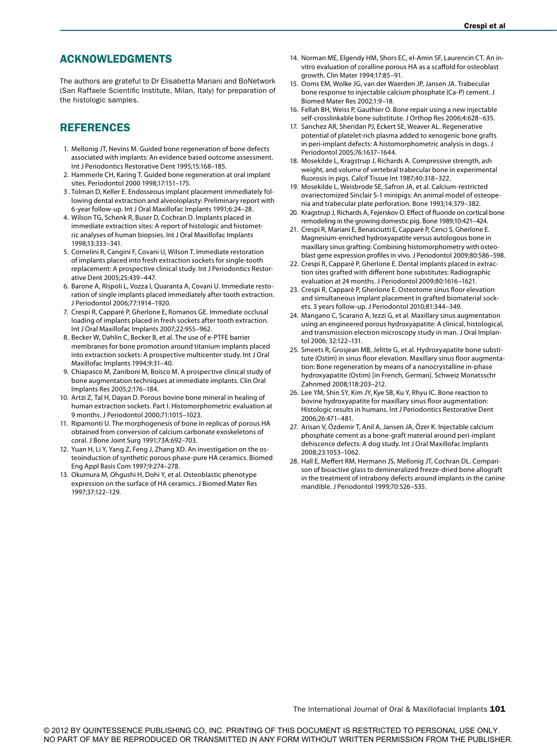## ACKNOWLEDGMENTS

The authors are grateful to Dr Elisabetta Mariani and BoNetwork (San Raffaele Scientific Institute, Milan, Italy) for preparation of the histologic samples.

## REFERENCES

1. Mellonig JT, Nevins M. Guided bone regeneration of bone defects associated with implants: An evidence based outcome assessment. Int J Periodontics Restorative Dent 1995;15:168–185.
2. Hammerle CH, Karing T. Guided bone regeneration at oral implant sites. Periodontol 2000 1998;17:151–175.
3. Tolman D, Keller E. Endosseous implant placement immediately following dental extraction and alveoloplasty: Preliminary report with 6-year follow-up. Int J Oral Maxillofac Implants 1991;6:24–28.
4. Wilson TG, Schenk R, Buser D, Cochran D. Implants placed in immediate extraction sites: A report of histologic and histometric analyses of human biopsies. Int J Oral Maxillofac Implants 1998;13:333–341.
5. Cornelini R, Cangini F, Covani U, Wilson T. Immediate restoration of implants placed into fresh extraction sockets for single-tooth replacement: A prospective clinical study. Int J Periodontics Restorative Dent 2005;25:439–447.
6. Barone A, Rispoli L, Vozza I, Quaranta A, Covani U. Immediate restoration of single implants placed immediately after tooth extraction. J Periodontol 2006;77:1914–1920.
7. Crespi R, Capparè P, Gherlone E, Romanos GE. Immediate occlusal loading of implants placed in fresh sockets after tooth extraction. Int J Oral Maxillofac Implants 2007;22:955–962.
8. Becker W, Dahlin C, Becker B, et al. The use of e-PTFE barrier membranes for bone promotion around titanium implants placed into extraction sockets: A prospective multicenter study. Int J Oral Maxillofac Implants 1994;9:31–40.
9. Chiapasco M, Zaniboni M, Boisco M. A prospective clinical study of bone augmentation techniques at immediate implants. Clin Oral Implants Res 2005;2:176–184.
10. Artzi Z, Tal H, Dayan D. Porous bovine bone mineral in healing of human extraction sockets. Part I. Histomorphometric evaluation at 9 months. J Periodontol 2000;71:1015–1023.
11. Ripamonti U. The morphogenesis of bone in replicas of porous HA obtained from conversion of calcium carbonate exoskeletons of coral. J Bone Joint Surg 1991;73A:692–703.
12. Yuan H, Li Y, Yang Z, Feng J, Zhang XD. An investigation on the osteoinduction of synthetic porous phase-pure HA ceramics. Biomed Eng Appl Basis Com 1997;9:274–278.
13. Okumura M, Ohgushi H, Dohi Y, et al. Osteoblastic phenotype expression on the surface of HA ceramics. J Biomed Mater Res 1997;37:122–129.
14. Norman ME, Elgendy HM, Shors EC, el-Amin SF, Laurencin CT. An in-vitro evaluation of coralline porous HA as a scaffold for osteoblast growth. Clin Mater 1994;17:85–91.
15. Ooms EM, Wolke JG, van der Waerden JP, Jansen JA. Trabecular bone response to injectable calcium phosphate (Ca-P) cement. J Biomed Mater Res 2002;1:9–18.
16. Fellah BH, Weiss P, Gauthier O. Bone repair using a new injectable self-crosslinkable bone substitute. J Orthop Res 2006;4:628–635.
17. Sanchez AR, Sheridan PJ, Eckert SE, Weaver AL. Regenerative potential of platelet-rich plasma added to xenogenic bone grafts in peri-implant defects: A histomorphometric analysis in dogs. J Periodontol 2005;76:1637–1644.
18. Mosekilde L, Kragstrup J, Richards A. Compressive strength, ash weight, and volume of vertebral trabecular bone in experimental fluorosis in pigs. Calcif Tissue Int 1987;40:318–322.
19. Mosekilde L, Weisbrode SE, Safron JA, et al. Calcium-restricted ovariectomized Sinclair S-1 minipigs: An animal model of osteopenia and trabecular plate perforation. Bone 1993;14:379–382.
20. Kragstrup J, Richards A, Fejerskov O. Effect of fluoride on cortical bone remodeling in the growing domestic pig. Bone 1989;10:421–424.
21. Crespi R, Mariani E, Benasciutti E, Capparè P, Cenci S, Gherlone E. Magnesium-enriched hydroxyapatite versus autologous bone in maxillary sinus grafting: Combining histomorphometry with osteoblast gene expression profiles in vivo. J Periodontol 2009;80:586–598.
22. Crespi R, Capparè P, Gherlone E. Dental implants placed in extraction sites grafted with different bone substitutes: Radiographic evaluation at 24 months. J Periodontol 2009;80:1616–1621.
23. Crespi R, Capparè P, Gherlone E. Osteotome sinus floor elevation and simultaneous implant placement in grafted biomaterial sockets. 3 years follow-up. J Periodontol 2010;81:344–349.
24. Mangano C, Scarano A, Iezzi G, et al. Maxillary sinus augmentation using an engineered porous hydroxyapatite: A clinical, histological, and transmission electron microscopy study in man. J Oral Implantol 2006; 32:122–131.
25. Smeets R, Grosjean MB, Jelitte G, et al. Hydroxyapatite bone substitute (Ostim) in sinus floor elevation. Maxillary sinus floor augmentation: Bone regeneration by means of a nanocrystalline in-phase hydroxyapatite (Ostim) [in French, German]. Schweiz Monatsschr Zahnmed 2008;118:203–212.
26. Lee YM, Shin SY, Kim JY, Kye SB, Ku Y, Rhyu IC. Bone reaction to bovine hydroxyapatite for maxillary sinus floor augmentation: Histologic results in humans. Int J Periodontics Restorative Dent 2006;26:471–481.
27. Arisan V, Özdemir T, Anil A, Jansen JA, Özer K. Injectable calcium phosphate cement as a bone-graft material around peri-implant dehiscence defects: A dog study. Int J Oral Maxillofac Implants 2008;23:1053–1062.
28. Hall E, Meffert RM, Hermann JS, Mellonig JT, Cochran DL. Comparison of bioactive glass to demineralized freeze-dried bone allograft in the treatment of intrabony defects around implants in the canine mandible. J Periodontol 1999;70:526–535.

© 2012 BY QUINTESSENCE PUBLISHING CO, INC. PRINTING OF THIS DOCUMENT IS RESTRICTED TO PERSONAL USE ONLY. NO PART OF MAY BE REPRODUCED OR TRANSMITTED IN ANY FORM WITHOUT WRITTEN PERMISSION FROM THE PUBLISHER.